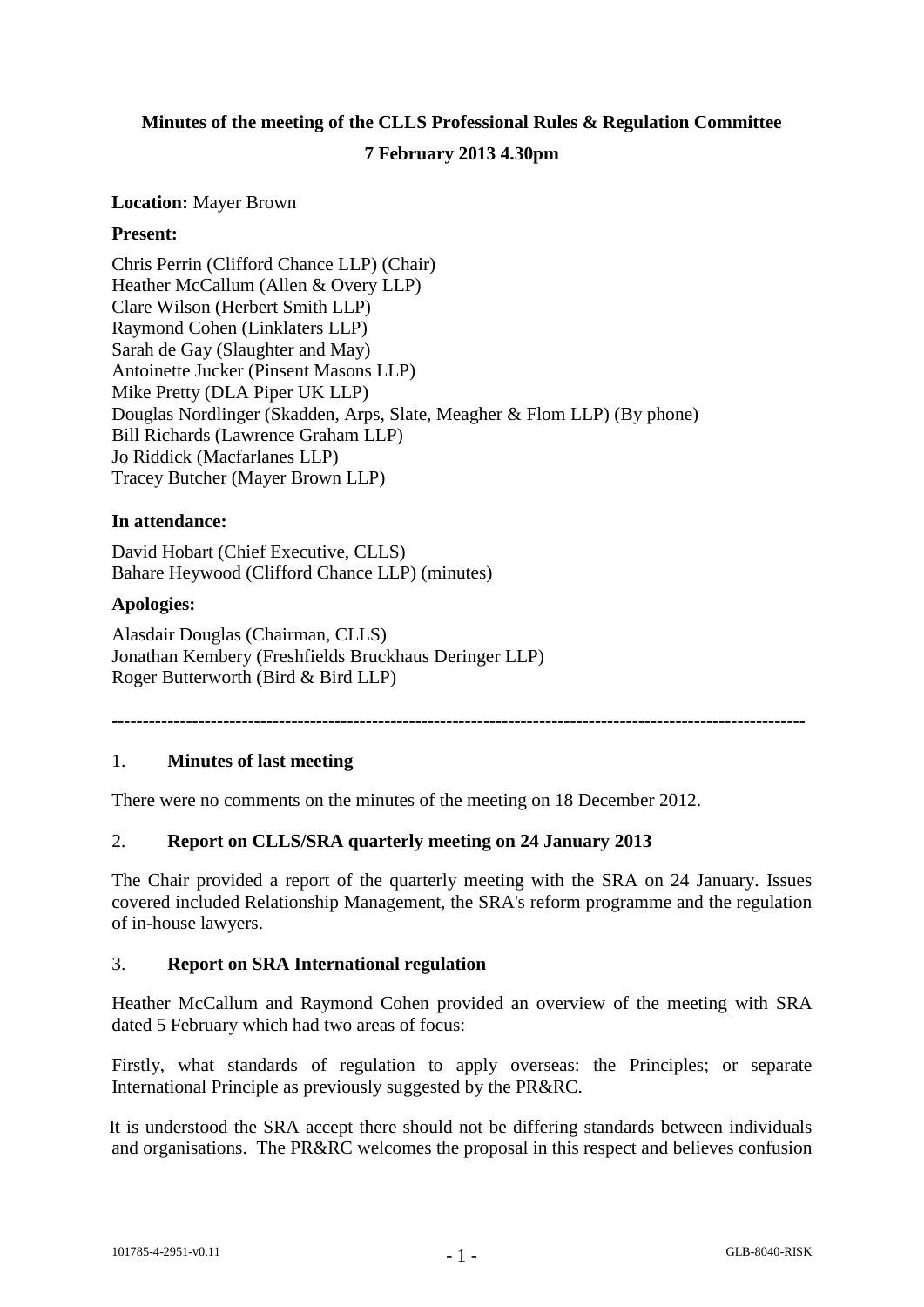**Minutes of the meeting of the CLLS Professional Rules & Regulation Committee**

**7 February 2013 4.30pm**

**Location:** Mayer Brown

**Present:**

Chris Perrin (Clifford Chance LLP) (Chair)
Heather McCallum (Allen & Overy LLP)
Clare Wilson (Herbert Smith LLP)
Raymond Cohen (Linklaters LLP)
Sarah de Gay (Slaughter and May)
Antoinette Jucker (Pinsent Masons LLP)
Mike Pretty (DLA Piper UK LLP)
Douglas Nordlinger (Skadden, Arps, Slate, Meagher & Flom LLP) (By phone)
Bill Richards (Lawrence Graham LLP)
Jo Riddick (Macfarlanes LLP)
Tracey Butcher (Mayer Brown LLP)

**In attendance:**

David Hobart (Chief Executive, CLLS)
Bahare Heywood (Clifford Chance LLP) (minutes)

**Apologies:**

Alasdair Douglas (Chairman, CLLS)
Jonathan Kembery (Freshfields Bruckhaus Deringer LLP)
Roger Butterworth (Bird & Bird LLP)

---

1. **Minutes of last meeting**

There were no comments on the minutes of the meeting on 18 December 2012.

2. **Report on CLLS/SRA quarterly meeting on 24 January 2013**

The Chair provided a report of the quarterly meeting with the SRA on 24 January. Issues covered included Relationship Management, the SRA's reform programme and the regulation of in-house lawyers.

3. **Report on SRA International regulation**

Heather McCallum and Raymond Cohen provided an overview of the meeting with SRA dated 5 February which had two areas of focus:

Firstly, what standards of regulation to apply overseas: the Principles; or separate International Principle as previously suggested by the PR&RC.

It is understood the SRA accept there should not be differing standards between individuals and organisations. The PR&RC welcomes the proposal in this respect and believes confusion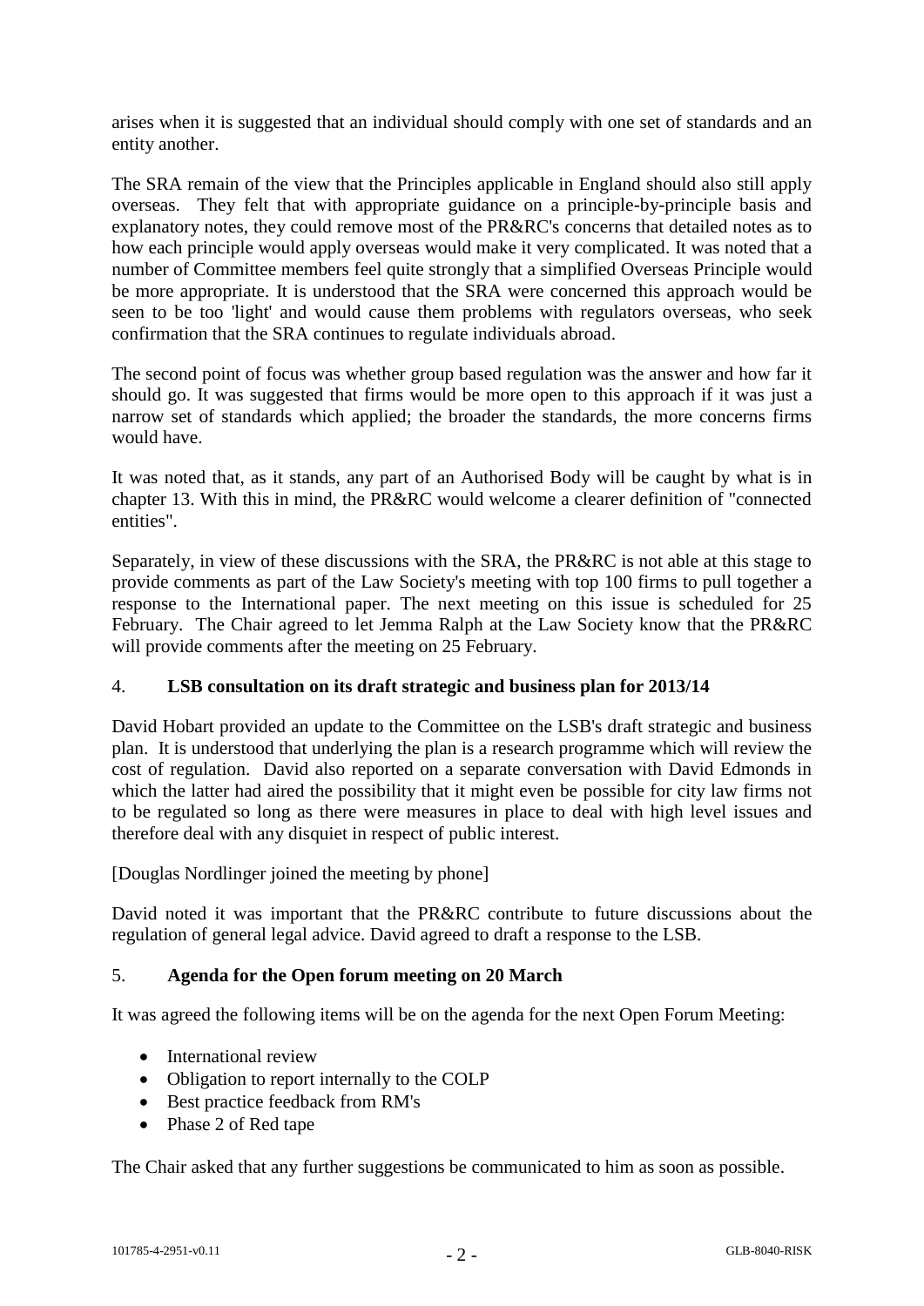arises when it is suggested that an individual should comply with one set of standards and an entity another.

The SRA remain of the view that the Principles applicable in England should also still apply overseas. They felt that with appropriate guidance on a principle-by-principle basis and explanatory notes, they could remove most of the PR&RC's concerns that detailed notes as to how each principle would apply overseas would make it very complicated. It was noted that a number of Committee members feel quite strongly that a simplified Overseas Principle would be more appropriate. It is understood that the SRA were concerned this approach would be seen to be too 'light' and would cause them problems with regulators overseas, who seek confirmation that the SRA continues to regulate individuals abroad.

The second point of focus was whether group based regulation was the answer and how far it should go. It was suggested that firms would be more open to this approach if it was just a narrow set of standards which applied; the broader the standards, the more concerns firms would have.

It was noted that, as it stands, any part of an Authorised Body will be caught by what is in chapter 13. With this in mind, the PR&RC would welcome a clearer definition of "connected entities".

Separately, in view of these discussions with the SRA, the PR&RC is not able at this stage to provide comments as part of the Law Society's meeting with top 100 firms to pull together a response to the International paper. The next meeting on this issue is scheduled for 25 February. The Chair agreed to let Jemma Ralph at the Law Society know that the PR&RC will provide comments after the meeting on 25 February.

## 4. LSB consultation on its draft strategic and business plan for 2013/14

David Hobart provided an update to the Committee on the LSB's draft strategic and business plan. It is understood that underlying the plan is a research programme which will review the cost of regulation. David also reported on a separate conversation with David Edmonds in which the latter had aired the possibility that it might even be possible for city law firms not to be regulated so long as there were measures in place to deal with high level issues and therefore deal with any disquiet in respect of public interest.

[Douglas Nordlinger joined the meeting by phone]

David noted it was important that the PR&RC contribute to future discussions about the regulation of general legal advice. David agreed to draft a response to the LSB.

## 5. Agenda for the Open forum meeting on 20 March

It was agreed the following items will be on the agenda for the next Open Forum Meeting:

- International review
- Obligation to report internally to the COLP
- Best practice feedback from RM's
- Phase 2 of Red tape

The Chair asked that any further suggestions be communicated to him as soon as possible.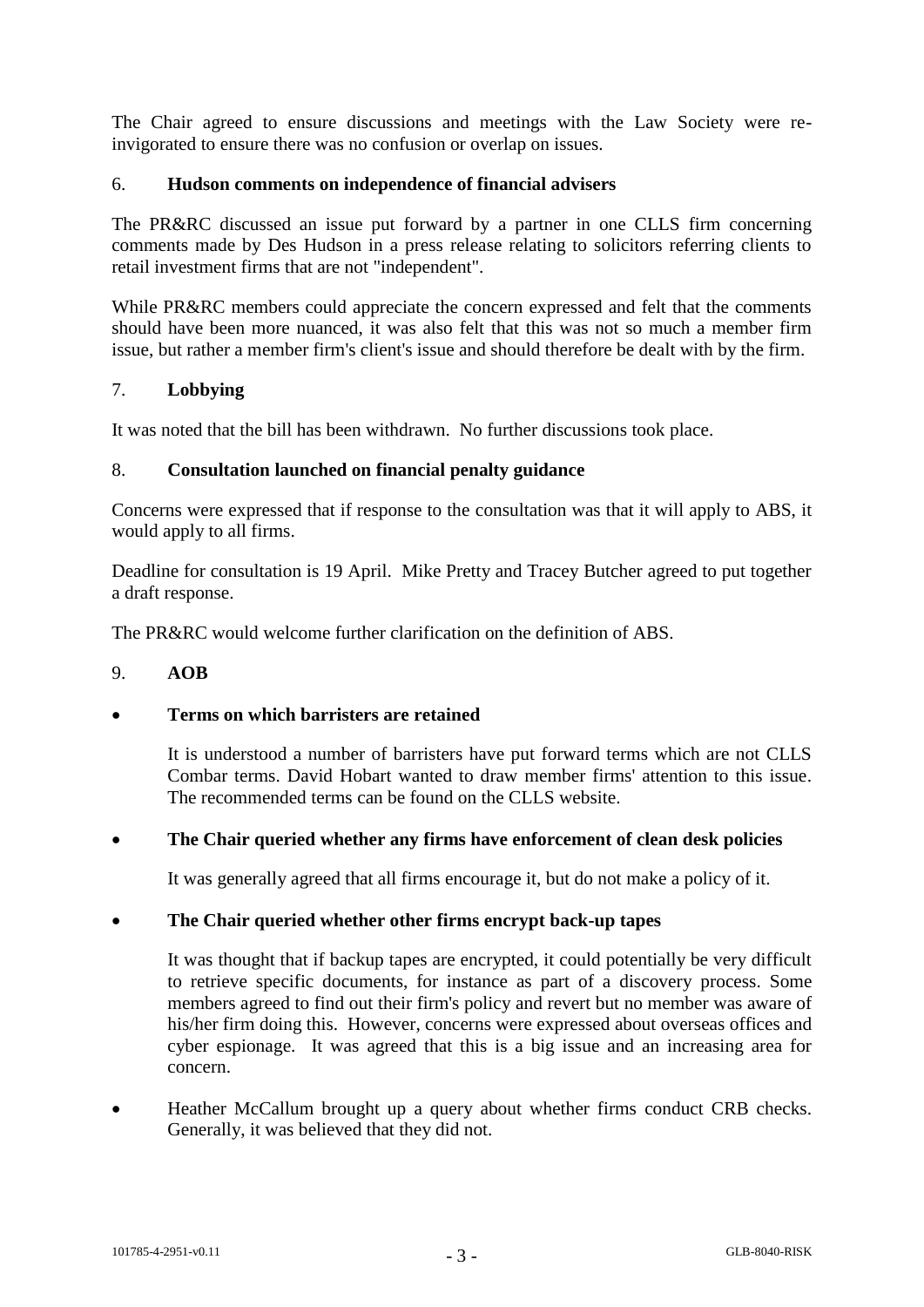The Chair agreed to ensure discussions and meetings with the Law Society were re-invigorated to ensure there was no confusion or overlap on issues.

## 6. **Hudson comments on independence of financial advisers**

The PR&RC discussed an issue put forward by a partner in one CLLS firm concerning comments made by Des Hudson in a press release relating to solicitors referring clients to retail investment firms that are not "independent".

While PR&RC members could appreciate the concern expressed and felt that the comments should have been more nuanced, it was also felt that this was not so much a member firm issue, but rather a member firm's client's issue and should therefore be dealt with by the firm.

## 7. **Lobbying**

It was noted that the bill has been withdrawn. No further discussions took place.

## 8. **Consultation launched on financial penalty guidance**

Concerns were expressed that if response to the consultation was that it will apply to ABS, it would apply to all firms.

Deadline for consultation is 19 April. Mike Pretty and Tracey Butcher agreed to put together a draft response.

The PR&RC would welcome further clarification on the definition of ABS.

## 9. **AOB**

- **Terms on which barristers are retained**

  It is understood a number of barristers have put forward terms which are not CLLS Combar terms. David Hobart wanted to draw member firms' attention to this issue. The recommended terms can be found on the CLLS website.

- **The Chair queried whether any firms have enforcement of clean desk policies**

  It was generally agreed that all firms encourage it, but do not make a policy of it.

- **The Chair queried whether other firms encrypt back-up tapes**

  It was thought that if backup tapes are encrypted, it could potentially be very difficult to retrieve specific documents, for instance as part of a discovery process. Some members agreed to find out their firm's policy and revert but no member was aware of his/her firm doing this. However, concerns were expressed about overseas offices and cyber espionage. It was agreed that this is a big issue and an increasing area for concern.

- Heather McCallum brought up a query about whether firms conduct CRB checks. Generally, it was believed that they did not.